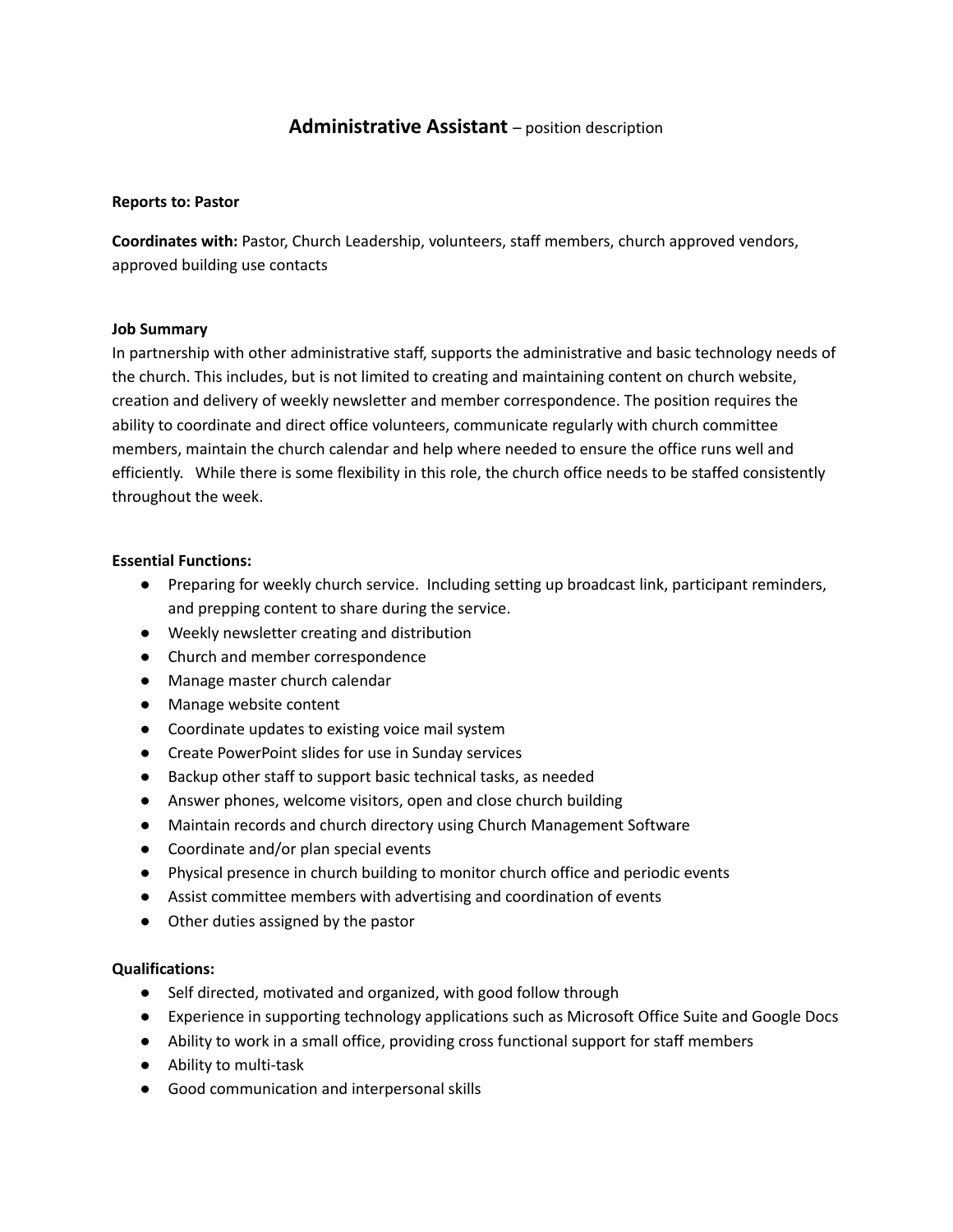# **Administrative Assistant** – position description

**Reports to: Pastor**

**Coordinates with:** Pastor, Church Leadership, volunteers, staff members, church approved vendors, approved building use contacts

**Job Summary**

In partnership with other administrative staff, supports the administrative and basic technology needs of the church. This includes, but is not limited to creating and maintaining content on church website, creation and delivery of weekly newsletter and member correspondence. The position requires the ability to coordinate and direct office volunteers, communicate regularly with church committee members, maintain the church calendar and help where needed to ensure the office runs well and efficiently. While there is some flexibility in this role, the church office needs to be staffed consistently throughout the week.

**Essential Functions:**

- Preparing for weekly church service. Including setting up broadcast link, participant reminders, and prepping content to share during the service.
- Weekly newsletter creating and distribution
- Church and member correspondence
- Manage master church calendar
- Manage website content
- Coordinate updates to existing voice mail system
- Create PowerPoint slides for use in Sunday services
- Backup other staff to support basic technical tasks, as needed
- Answer phones, welcome visitors, open and close church building
- Maintain records and church directory using Church Management Software
- Coordinate and/or plan special events
- Physical presence in church building to monitor church office and periodic events
- Assist committee members with advertising and coordination of events
- Other duties assigned by the pastor

**Qualifications:**

- Self directed, motivated and organized, with good follow through
- Experience in supporting technology applications such as Microsoft Office Suite and Google Docs
- Ability to work in a small office, providing cross functional support for staff members
- Ability to multi-task
- Good communication and interpersonal skills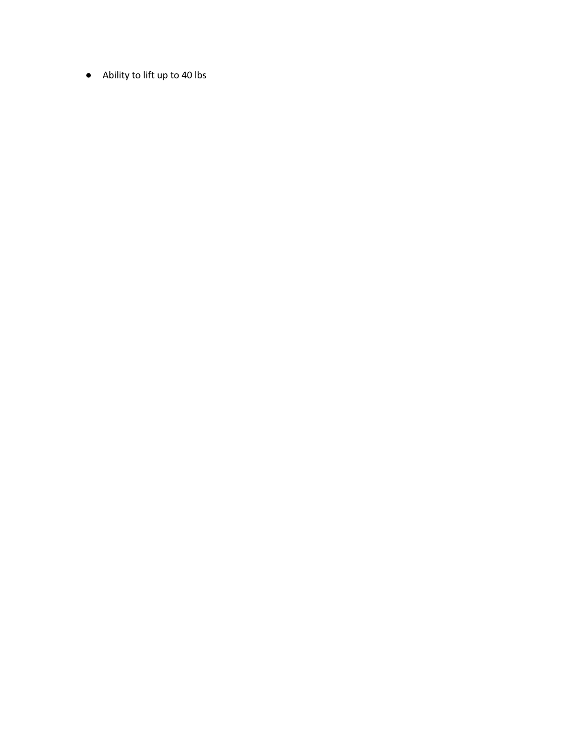- Ability to lift up to 40 lbs